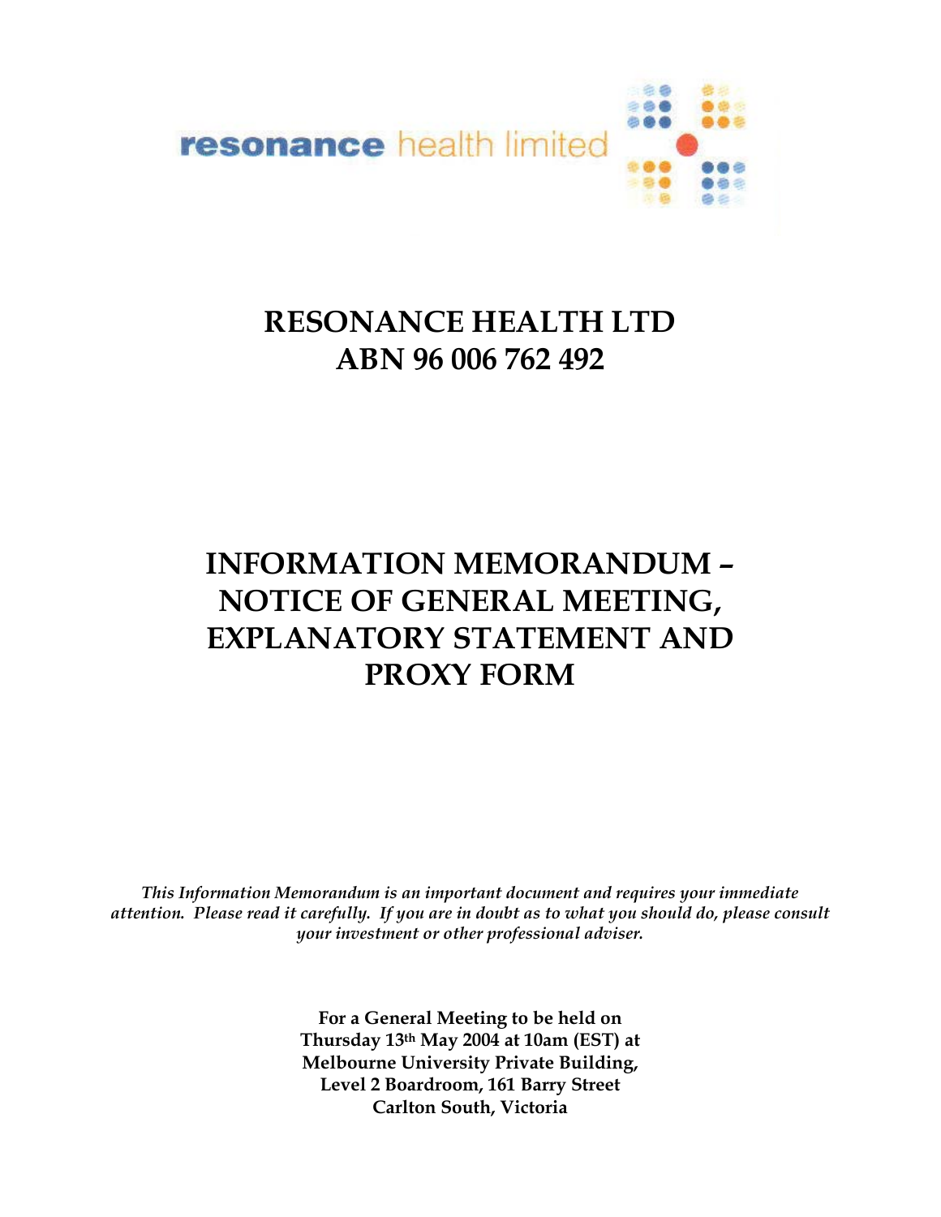resonance health limited

# RESONANCE HEALTH LTD
# ABN 96 006 762 492

# INFORMATION MEMORANDUM – NOTICE OF GENERAL MEETING, EXPLANATORY STATEMENT AND PROXY FORM

*This Information Memorandum is an important document and requires your immediate attention. Please read it carefully. If you are in doubt as to what you should do, please consult your investment or other professional adviser.*

**For a General Meeting to be held on**
**Thursday 13th May 2004 at 10am (EST) at**
**Melbourne University Private Building,**
**Level 2 Boardroom, 161 Barry Street**
**Carlton South, Victoria**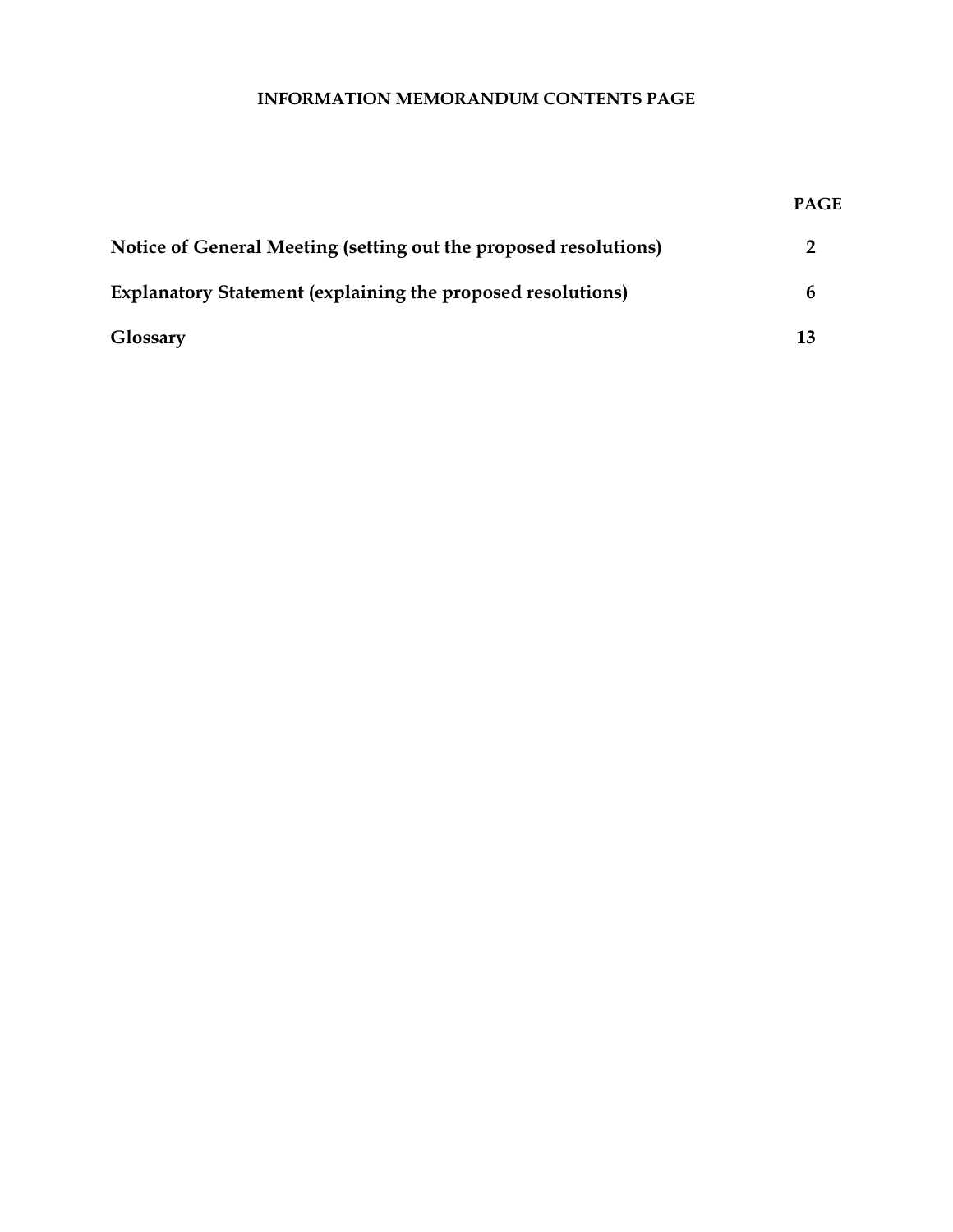# INFORMATION MEMORANDUM CONTENTS PAGE

| | PAGE |
|---|---|
| **Notice of General Meeting (setting out the proposed resolutions)** | **2** |
| **Explanatory Statement (explaining the proposed resolutions)** | **6** |
| **Glossary** | **13** |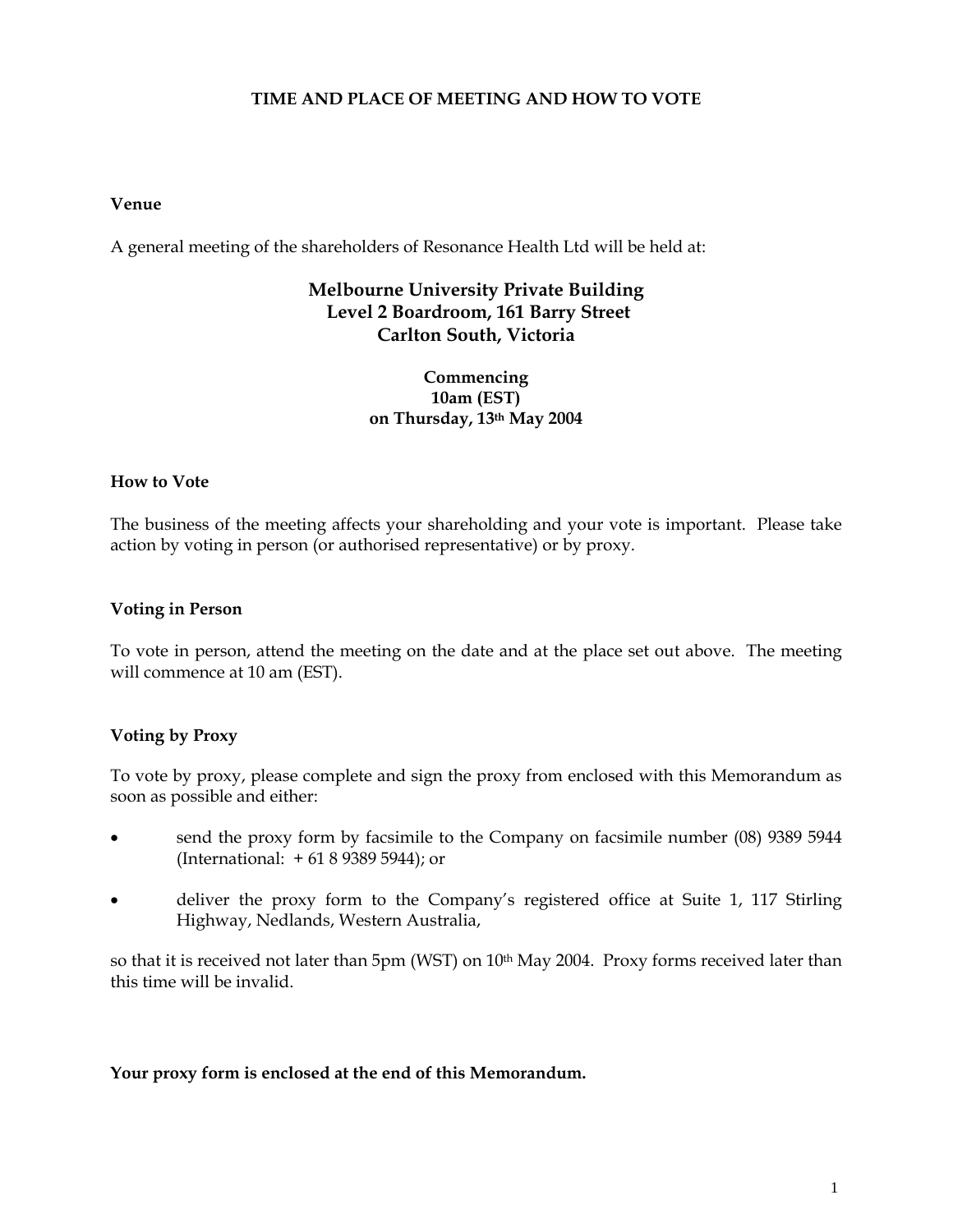# TIME AND PLACE OF MEETING AND HOW TO VOTE

## Venue

A general meeting of the shareholders of Resonance Health Ltd will be held at:

**Melbourne University Private Building**
**Level 2 Boardroom, 161 Barry Street**
**Carlton South, Victoria**

**Commencing**
**10am (EST)**
**on Thursday, 13th May 2004**

## How to Vote

The business of the meeting affects your shareholding and your vote is important. Please take action by voting in person (or authorised representative) or by proxy.

## Voting in Person

To vote in person, attend the meeting on the date and at the place set out above. The meeting will commence at 10 am (EST).

## Voting by Proxy

To vote by proxy, please complete and sign the proxy from enclosed with this Memorandum as soon as possible and either:

- send the proxy form by facsimile to the Company on facsimile number (08) 9389 5944 (International: + 61 8 9389 5944); or
- deliver the proxy form to the Company's registered office at Suite 1, 117 Stirling Highway, Nedlands, Western Australia,

so that it is received not later than 5pm (WST) on 10th May 2004. Proxy forms received later than this time will be invalid.

**Your proxy form is enclosed at the end of this Memorandum.**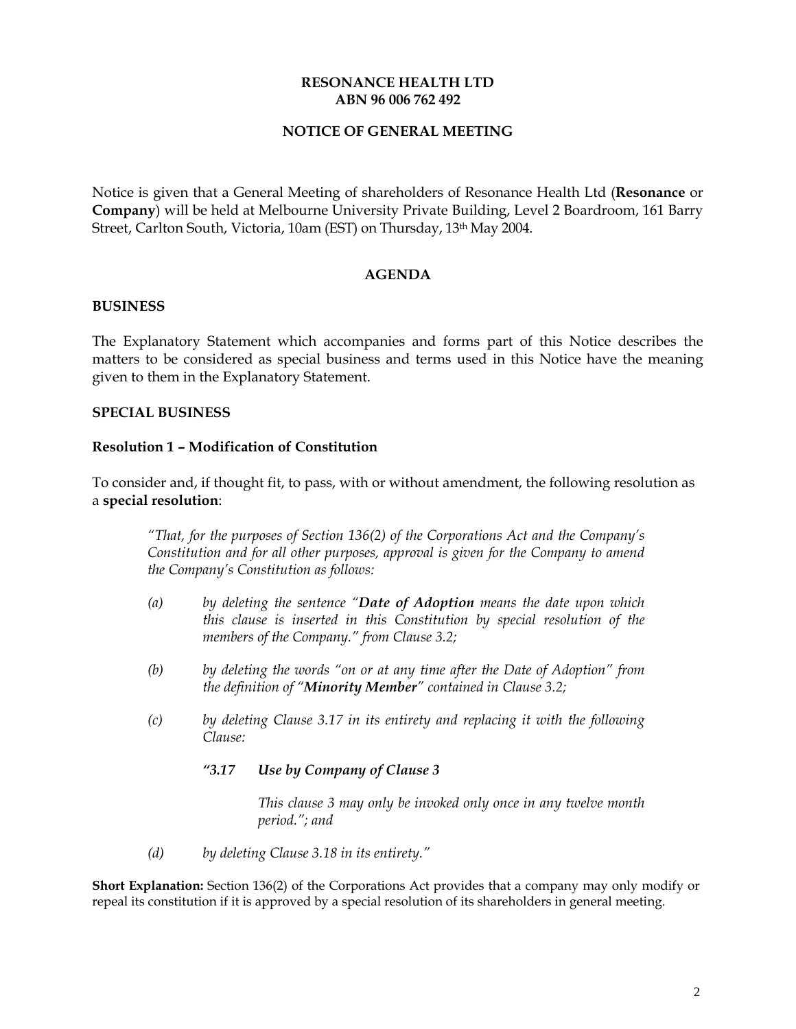**RESONANCE HEALTH LTD**
**ABN 96 006 762 492**

**NOTICE OF GENERAL MEETING**

Notice is given that a General Meeting of shareholders of Resonance Health Ltd (**Resonance** or **Company**) will be held at Melbourne University Private Building, Level 2 Boardroom, 161 Barry Street, Carlton South, Victoria, 10am (EST) on Thursday, 13th May 2004.

## AGENDA

### BUSINESS

The Explanatory Statement which accompanies and forms part of this Notice describes the matters to be considered as special business and terms used in this Notice have the meaning given to them in the Explanatory Statement.

### SPECIAL BUSINESS

#### Resolution 1 – Modification of Constitution

To consider and, if thought fit, to pass, with or without amendment, the following resolution as a **special resolution**:

> *"That, for the purposes of Section 136(2) of the Corporations Act and the Company's Constitution and for all other purposes, approval is given for the Company to amend the Company's Constitution as follows:*
>
> *(a) by deleting the sentence "**Date of Adoption** means the date upon which this clause is inserted in this Constitution by special resolution of the members of the Company." from Clause 3.2;*
>
> *(b) by deleting the words "on or at any time after the Date of Adoption" from the definition of "**Minority Member**" contained in Clause 3.2;*
>
> *(c) by deleting Clause 3.17 in its entirety and replacing it with the following Clause:*
>
> ***"3.17 Use by Company of Clause 3***
>
> *This clause 3 may only be invoked only once in any twelve month period."; and*
>
> *(d) by deleting Clause 3.18 in its entirety."*

**Short Explanation:** Section 136(2) of the Corporations Act provides that a company may only modify or repeal its constitution if it is approved by a special resolution of its shareholders in general meeting.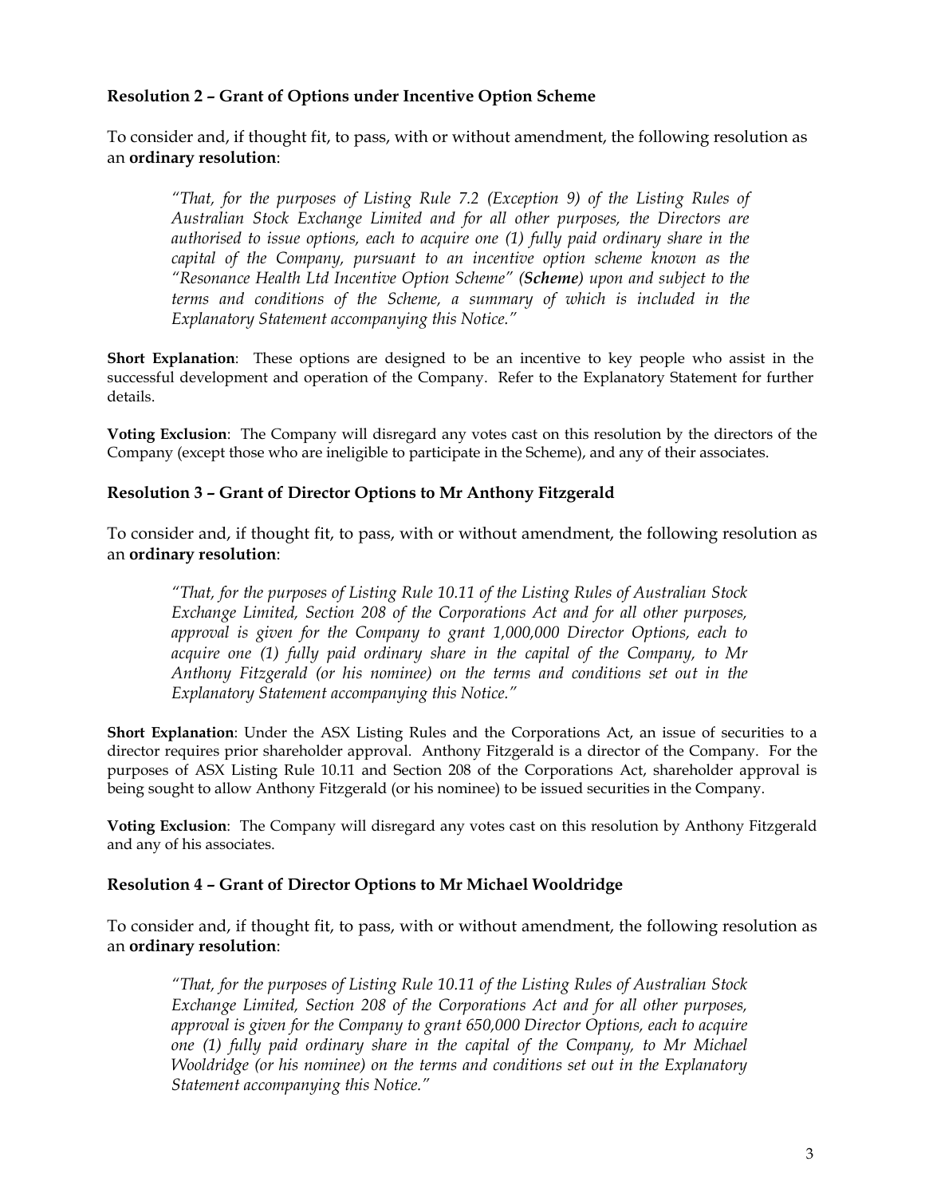### Resolution 2 – Grant of Options under Incentive Option Scheme

To consider and, if thought fit, to pass, with or without amendment, the following resolution as an **ordinary resolution**:

> *"That, for the purposes of Listing Rule 7.2 (Exception 9) of the Listing Rules of Australian Stock Exchange Limited and for all other purposes, the Directors are authorised to issue options, each to acquire one (1) fully paid ordinary share in the capital of the Company, pursuant to an incentive option scheme known as the "Resonance Health Ltd Incentive Option Scheme" (**Scheme**) upon and subject to the terms and conditions of the Scheme, a summary of which is included in the Explanatory Statement accompanying this Notice."*

**Short Explanation**: These options are designed to be an incentive to key people who assist in the successful development and operation of the Company. Refer to the Explanatory Statement for further details.

**Voting Exclusion**: The Company will disregard any votes cast on this resolution by the directors of the Company (except those who are ineligible to participate in the Scheme), and any of their associates.

### Resolution 3 – Grant of Director Options to Mr Anthony Fitzgerald

To consider and, if thought fit, to pass, with or without amendment, the following resolution as an **ordinary resolution**:

> *"That, for the purposes of Listing Rule 10.11 of the Listing Rules of Australian Stock Exchange Limited, Section 208 of the Corporations Act and for all other purposes, approval is given for the Company to grant 1,000,000 Director Options, each to acquire one (1) fully paid ordinary share in the capital of the Company, to Mr Anthony Fitzgerald (or his nominee) on the terms and conditions set out in the Explanatory Statement accompanying this Notice."*

**Short Explanation**: Under the ASX Listing Rules and the Corporations Act, an issue of securities to a director requires prior shareholder approval. Anthony Fitzgerald is a director of the Company. For the purposes of ASX Listing Rule 10.11 and Section 208 of the Corporations Act, shareholder approval is being sought to allow Anthony Fitzgerald (or his nominee) to be issued securities in the Company.

**Voting Exclusion**: The Company will disregard any votes cast on this resolution by Anthony Fitzgerald and any of his associates.

### Resolution 4 – Grant of Director Options to Mr Michael Wooldridge

To consider and, if thought fit, to pass, with or without amendment, the following resolution as an **ordinary resolution**:

> *"That, for the purposes of Listing Rule 10.11 of the Listing Rules of Australian Stock Exchange Limited, Section 208 of the Corporations Act and for all other purposes, approval is given for the Company to grant 650,000 Director Options, each to acquire one (1) fully paid ordinary share in the capital of the Company, to Mr Michael Wooldridge (or his nominee) on the terms and conditions set out in the Explanatory Statement accompanying this Notice."*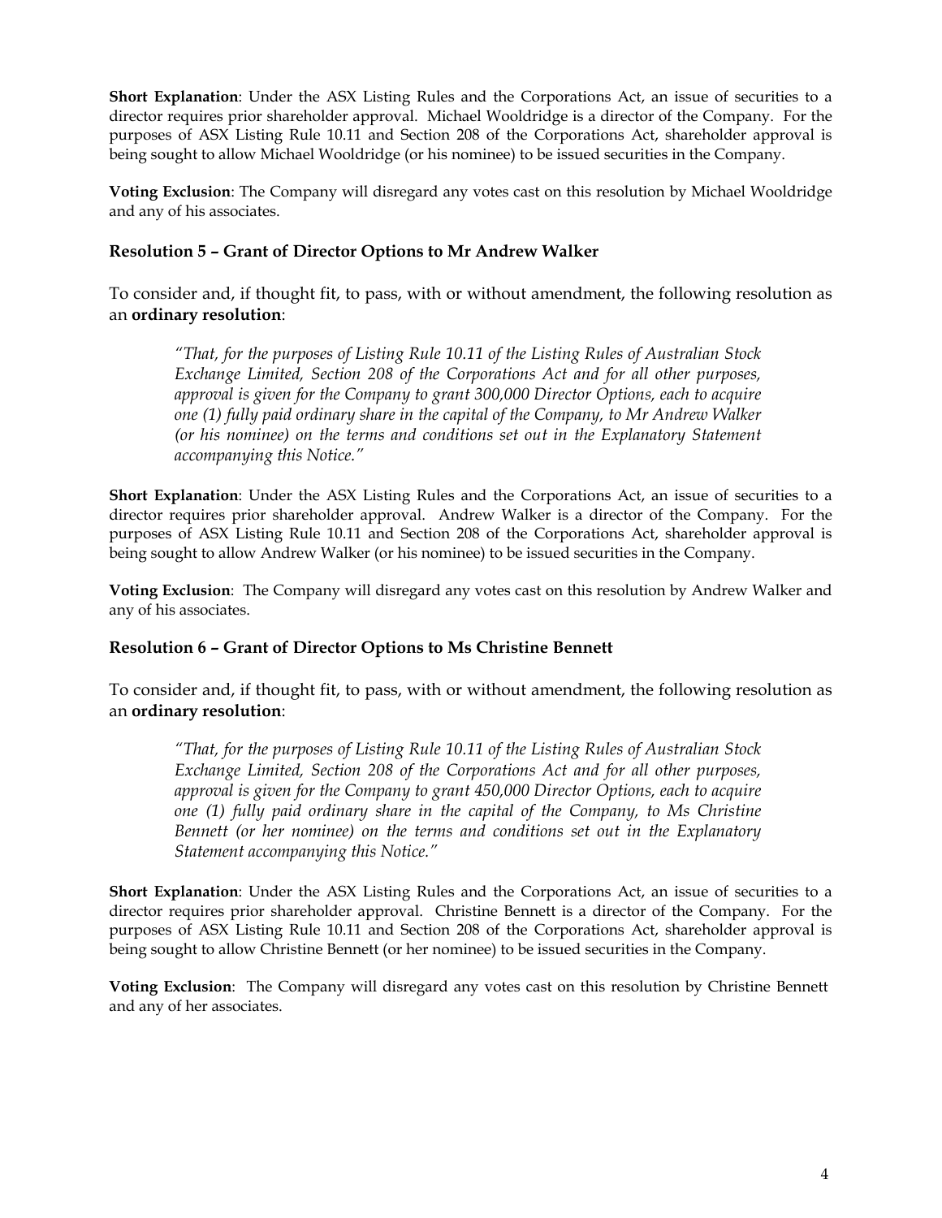**Short Explanation**: Under the ASX Listing Rules and the Corporations Act, an issue of securities to a director requires prior shareholder approval. Michael Wooldridge is a director of the Company. For the purposes of ASX Listing Rule 10.11 and Section 208 of the Corporations Act, shareholder approval is being sought to allow Michael Wooldridge (or his nominee) to be issued securities in the Company.

**Voting Exclusion**: The Company will disregard any votes cast on this resolution by Michael Wooldridge and any of his associates.

### Resolution 5 – Grant of Director Options to Mr Andrew Walker

To consider and, if thought fit, to pass, with or without amendment, the following resolution as an **ordinary resolution**:

> *"That, for the purposes of Listing Rule 10.11 of the Listing Rules of Australian Stock Exchange Limited, Section 208 of the Corporations Act and for all other purposes, approval is given for the Company to grant 300,000 Director Options, each to acquire one (1) fully paid ordinary share in the capital of the Company, to Mr Andrew Walker (or his nominee) on the terms and conditions set out in the Explanatory Statement accompanying this Notice."*

**Short Explanation**: Under the ASX Listing Rules and the Corporations Act, an issue of securities to a director requires prior shareholder approval. Andrew Walker is a director of the Company. For the purposes of ASX Listing Rule 10.11 and Section 208 of the Corporations Act, shareholder approval is being sought to allow Andrew Walker (or his nominee) to be issued securities in the Company.

**Voting Exclusion**: The Company will disregard any votes cast on this resolution by Andrew Walker and any of his associates.

### Resolution 6 – Grant of Director Options to Ms Christine Bennett

To consider and, if thought fit, to pass, with or without amendment, the following resolution as an **ordinary resolution**:

> *"That, for the purposes of Listing Rule 10.11 of the Listing Rules of Australian Stock Exchange Limited, Section 208 of the Corporations Act and for all other purposes, approval is given for the Company to grant 450,000 Director Options, each to acquire one (1) fully paid ordinary share in the capital of the Company, to Ms Christine Bennett (or her nominee) on the terms and conditions set out in the Explanatory Statement accompanying this Notice."*

**Short Explanation**: Under the ASX Listing Rules and the Corporations Act, an issue of securities to a director requires prior shareholder approval. Christine Bennett is a director of the Company. For the purposes of ASX Listing Rule 10.11 and Section 208 of the Corporations Act, shareholder approval is being sought to allow Christine Bennett (or her nominee) to be issued securities in the Company.

**Voting Exclusion**: The Company will disregard any votes cast on this resolution by Christine Bennett and any of her associates.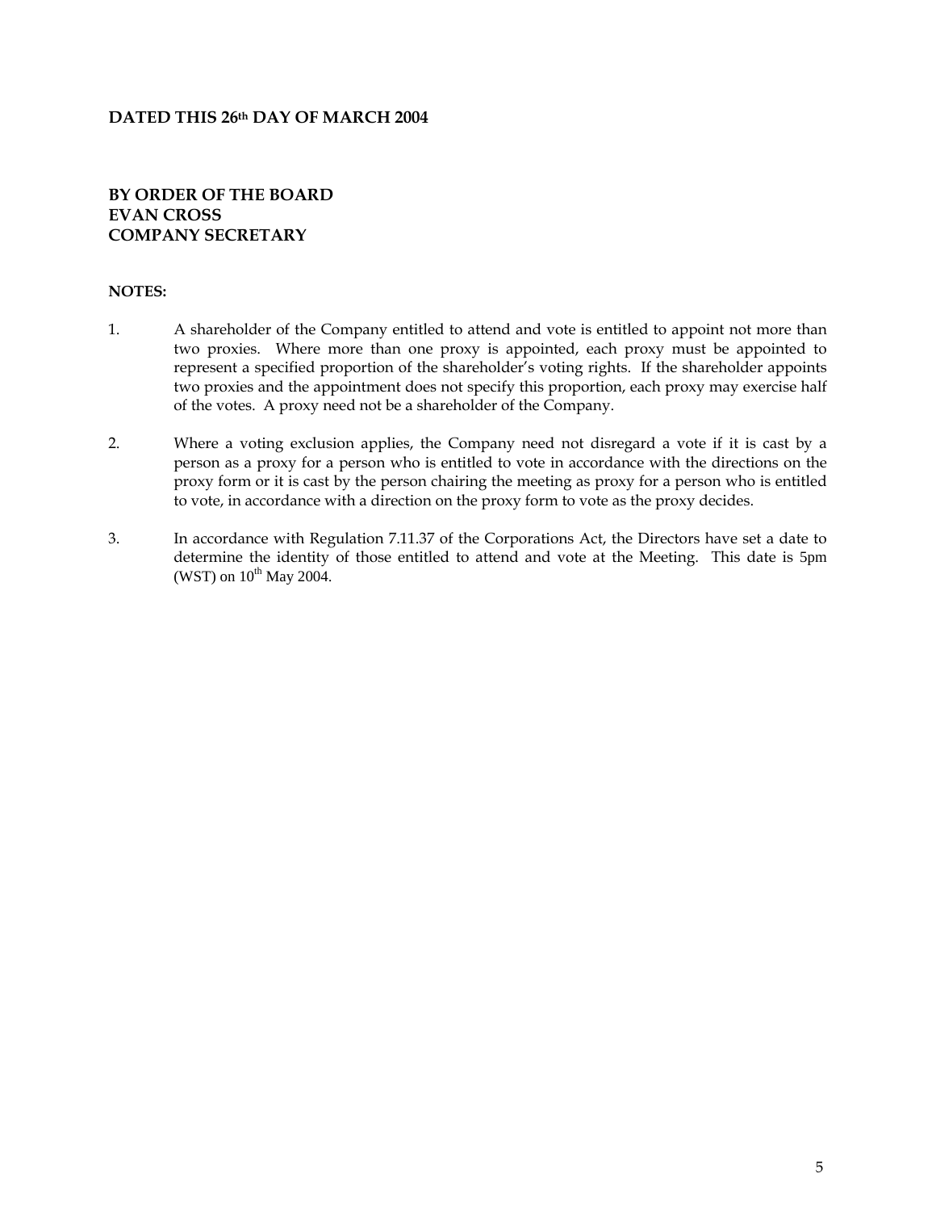**DATED THIS 26th DAY OF MARCH 2004**

**BY ORDER OF THE BOARD**
**EVAN CROSS**
**COMPANY SECRETARY**

**NOTES:**

1. A shareholder of the Company entitled to attend and vote is entitled to appoint not more than two proxies. Where more than one proxy is appointed, each proxy must be appointed to represent a specified proportion of the shareholder's voting rights. If the shareholder appoints two proxies and the appointment does not specify this proportion, each proxy may exercise half of the votes. A proxy need not be a shareholder of the Company.

2. Where a voting exclusion applies, the Company need not disregard a vote if it is cast by a person as a proxy for a person who is entitled to vote in accordance with the directions on the proxy form or it is cast by the person chairing the meeting as proxy for a person who is entitled to vote, in accordance with a direction on the proxy form to vote as the proxy decides.

3. In accordance with Regulation 7.11.37 of the Corporations Act, the Directors have set a date to determine the identity of those entitled to attend and vote at the Meeting. This date is 5pm (WST) on 10th May 2004.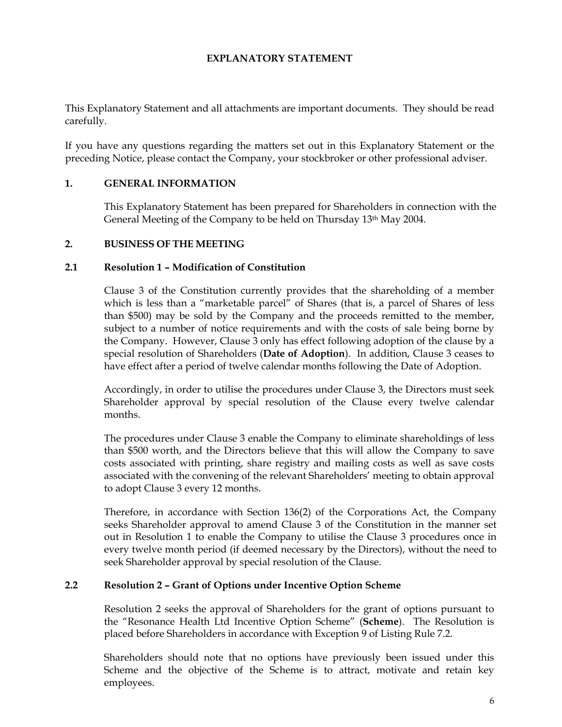# EXPLANATORY STATEMENT

This Explanatory Statement and all attachments are important documents. They should be read carefully.

If you have any questions regarding the matters set out in this Explanatory Statement or the preceding Notice, please contact the Company, your stockbroker or other professional adviser.

## 1. GENERAL INFORMATION

This Explanatory Statement has been prepared for Shareholders in connection with the General Meeting of the Company to be held on Thursday 13th May 2004.

## 2. BUSINESS OF THE MEETING

### 2.1 Resolution 1 – Modification of Constitution

Clause 3 of the Constitution currently provides that the shareholding of a member which is less than a "marketable parcel" of Shares (that is, a parcel of Shares of less than $500) may be sold by the Company and the proceeds remitted to the member, subject to a number of notice requirements and with the costs of sale being borne by the Company. However, Clause 3 only has effect following adoption of the clause by a special resolution of Shareholders (**Date of Adoption**). In addition, Clause 3 ceases to have effect after a period of twelve calendar months following the Date of Adoption.

Accordingly, in order to utilise the procedures under Clause 3, the Directors must seek Shareholder approval by special resolution of the Clause every twelve calendar months.

The procedures under Clause 3 enable the Company to eliminate shareholdings of less than $500 worth, and the Directors believe that this will allow the Company to save costs associated with printing, share registry and mailing costs as well as save costs associated with the convening of the relevant Shareholders' meeting to obtain approval to adopt Clause 3 every 12 months.

Therefore, in accordance with Section 136(2) of the Corporations Act, the Company seeks Shareholder approval to amend Clause 3 of the Constitution in the manner set out in Resolution 1 to enable the Company to utilise the Clause 3 procedures once in every twelve month period (if deemed necessary by the Directors), without the need to seek Shareholder approval by special resolution of the Clause.

### 2.2 Resolution 2 – Grant of Options under Incentive Option Scheme

Resolution 2 seeks the approval of Shareholders for the grant of options pursuant to the "Resonance Health Ltd Incentive Option Scheme" (**Scheme**). The Resolution is placed before Shareholders in accordance with Exception 9 of Listing Rule 7.2.

Shareholders should note that no options have previously been issued under this Scheme and the objective of the Scheme is to attract, motivate and retain key employees.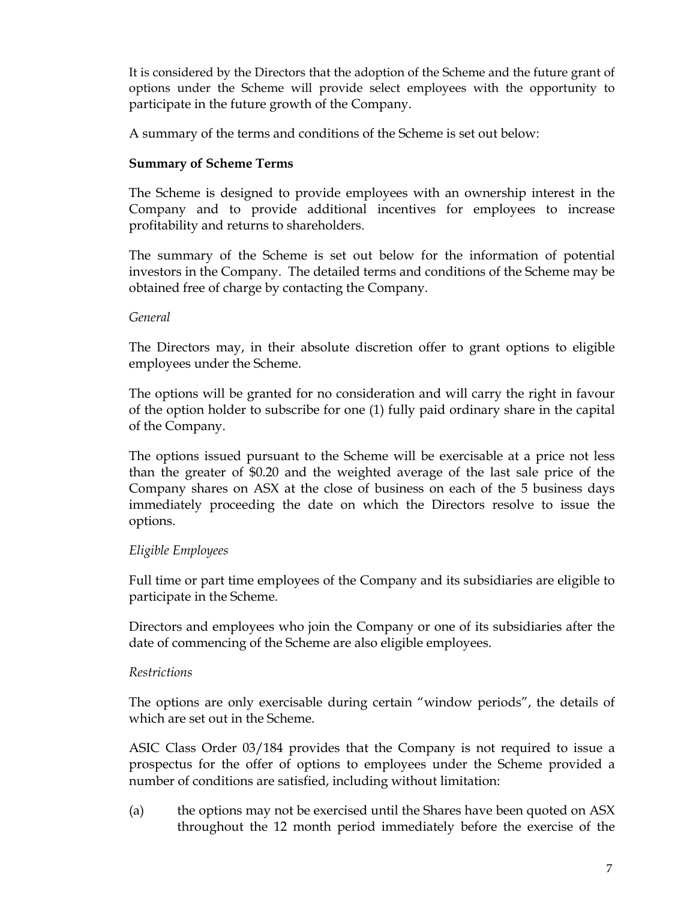It is considered by the Directors that the adoption of the Scheme and the future grant of options under the Scheme will provide select employees with the opportunity to participate in the future growth of the Company.

A summary of the terms and conditions of the Scheme is set out below:

**Summary of Scheme Terms**

The Scheme is designed to provide employees with an ownership interest in the Company and to provide additional incentives for employees to increase profitability and returns to shareholders.

The summary of the Scheme is set out below for the information of potential investors in the Company. The detailed terms and conditions of the Scheme may be obtained free of charge by contacting the Company.

*General*

The Directors may, in their absolute discretion offer to grant options to eligible employees under the Scheme.

The options will be granted for no consideration and will carry the right in favour of the option holder to subscribe for one (1) fully paid ordinary share in the capital of the Company.

The options issued pursuant to the Scheme will be exercisable at a price not less than the greater of $0.20 and the weighted average of the last sale price of the Company shares on ASX at the close of business on each of the 5 business days immediately proceeding the date on which the Directors resolve to issue the options.

*Eligible Employees*

Full time or part time employees of the Company and its subsidiaries are eligible to participate in the Scheme.

Directors and employees who join the Company or one of its subsidiaries after the date of commencing of the Scheme are also eligible employees.

*Restrictions*

The options are only exercisable during certain "window periods", the details of which are set out in the Scheme.

ASIC Class Order 03/184 provides that the Company is not required to issue a prospectus for the offer of options to employees under the Scheme provided a number of conditions are satisfied, including without limitation:

(a) the options may not be exercised until the Shares have been quoted on ASX throughout the 12 month period immediately before the exercise of the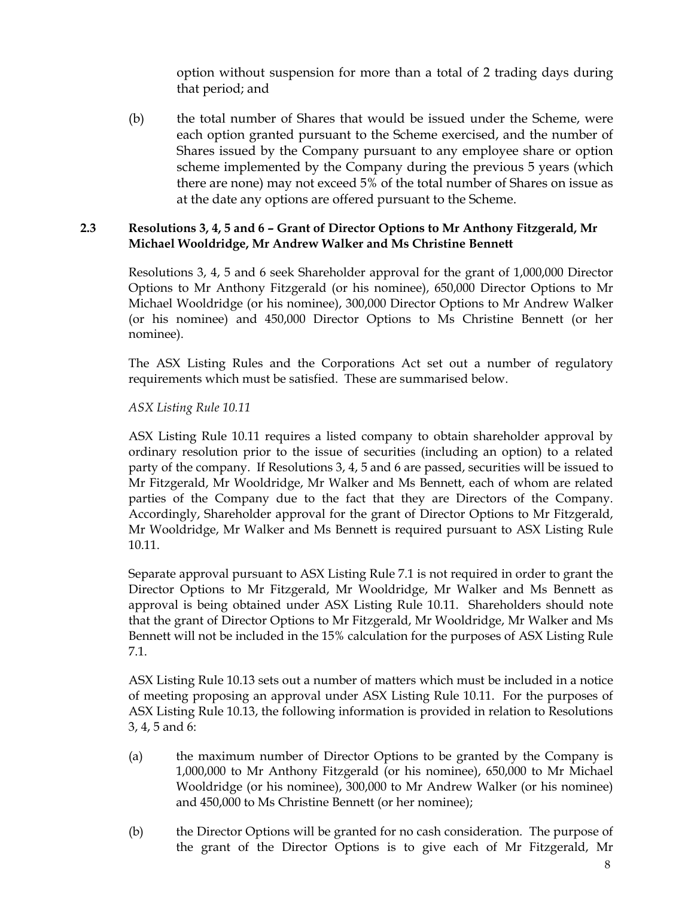option without suspension for more than a total of 2 trading days during that period; and

(b) the total number of Shares that would be issued under the Scheme, were each option granted pursuant to the Scheme exercised, and the number of Shares issued by the Company pursuant to any employee share or option scheme implemented by the Company during the previous 5 years (which there are none) may not exceed 5% of the total number of Shares on issue as at the date any options are offered pursuant to the Scheme.

### 2.3 Resolutions 3, 4, 5 and 6 – Grant of Director Options to Mr Anthony Fitzgerald, Mr Michael Wooldridge, Mr Andrew Walker and Ms Christine Bennett

Resolutions 3, 4, 5 and 6 seek Shareholder approval for the grant of 1,000,000 Director Options to Mr Anthony Fitzgerald (or his nominee), 650,000 Director Options to Mr Michael Wooldridge (or his nominee), 300,000 Director Options to Mr Andrew Walker (or his nominee) and 450,000 Director Options to Ms Christine Bennett (or her nominee).

The ASX Listing Rules and the Corporations Act set out a number of regulatory requirements which must be satisfied. These are summarised below.

*ASX Listing Rule 10.11*

ASX Listing Rule 10.11 requires a listed company to obtain shareholder approval by ordinary resolution prior to the issue of securities (including an option) to a related party of the company. If Resolutions 3, 4, 5 and 6 are passed, securities will be issued to Mr Fitzgerald, Mr Wooldridge, Mr Walker and Ms Bennett, each of whom are related parties of the Company due to the fact that they are Directors of the Company. Accordingly, Shareholder approval for the grant of Director Options to Mr Fitzgerald, Mr Wooldridge, Mr Walker and Ms Bennett is required pursuant to ASX Listing Rule 10.11.

Separate approval pursuant to ASX Listing Rule 7.1 is not required in order to grant the Director Options to Mr Fitzgerald, Mr Wooldridge, Mr Walker and Ms Bennett as approval is being obtained under ASX Listing Rule 10.11. Shareholders should note that the grant of Director Options to Mr Fitzgerald, Mr Wooldridge, Mr Walker and Ms Bennett will not be included in the 15% calculation for the purposes of ASX Listing Rule 7.1.

ASX Listing Rule 10.13 sets out a number of matters which must be included in a notice of meeting proposing an approval under ASX Listing Rule 10.11. For the purposes of ASX Listing Rule 10.13, the following information is provided in relation to Resolutions 3, 4, 5 and 6:

(a) the maximum number of Director Options to be granted by the Company is 1,000,000 to Mr Anthony Fitzgerald (or his nominee), 650,000 to Mr Michael Wooldridge (or his nominee), 300,000 to Mr Andrew Walker (or his nominee) and 450,000 to Ms Christine Bennett (or her nominee);

(b) the Director Options will be granted for no cash consideration. The purpose of the grant of the Director Options is to give each of Mr Fitzgerald, Mr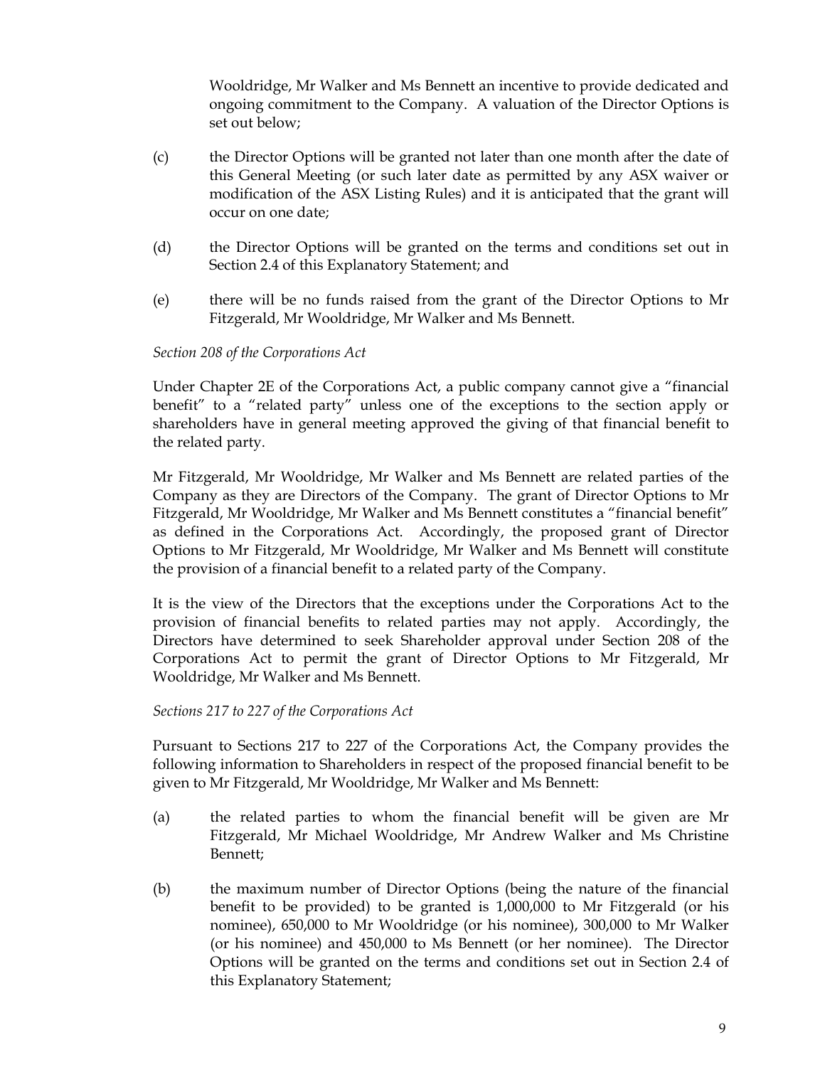Wooldridge, Mr Walker and Ms Bennett an incentive to provide dedicated and ongoing commitment to the Company. A valuation of the Director Options is set out below;

(c) the Director Options will be granted not later than one month after the date of this General Meeting (or such later date as permitted by any ASX waiver or modification of the ASX Listing Rules) and it is anticipated that the grant will occur on one date;

(d) the Director Options will be granted on the terms and conditions set out in Section 2.4 of this Explanatory Statement; and

(e) there will be no funds raised from the grant of the Director Options to Mr Fitzgerald, Mr Wooldridge, Mr Walker and Ms Bennett.

*Section 208 of the Corporations Act*

Under Chapter 2E of the Corporations Act, a public company cannot give a "financial benefit" to a "related party" unless one of the exceptions to the section apply or shareholders have in general meeting approved the giving of that financial benefit to the related party.

Mr Fitzgerald, Mr Wooldridge, Mr Walker and Ms Bennett are related parties of the Company as they are Directors of the Company. The grant of Director Options to Mr Fitzgerald, Mr Wooldridge, Mr Walker and Ms Bennett constitutes a "financial benefit" as defined in the Corporations Act. Accordingly, the proposed grant of Director Options to Mr Fitzgerald, Mr Wooldridge, Mr Walker and Ms Bennett will constitute the provision of a financial benefit to a related party of the Company.

It is the view of the Directors that the exceptions under the Corporations Act to the provision of financial benefits to related parties may not apply. Accordingly, the Directors have determined to seek Shareholder approval under Section 208 of the Corporations Act to permit the grant of Director Options to Mr Fitzgerald, Mr Wooldridge, Mr Walker and Ms Bennett.

*Sections 217 to 227 of the Corporations Act*

Pursuant to Sections 217 to 227 of the Corporations Act, the Company provides the following information to Shareholders in respect of the proposed financial benefit to be given to Mr Fitzgerald, Mr Wooldridge, Mr Walker and Ms Bennett:

(a) the related parties to whom the financial benefit will be given are Mr Fitzgerald, Mr Michael Wooldridge, Mr Andrew Walker and Ms Christine Bennett;

(b) the maximum number of Director Options (being the nature of the financial benefit to be provided) to be granted is 1,000,000 to Mr Fitzgerald (or his nominee), 650,000 to Mr Wooldridge (or his nominee), 300,000 to Mr Walker (or his nominee) and 450,000 to Ms Bennett (or her nominee). The Director Options will be granted on the terms and conditions set out in Section 2.4 of this Explanatory Statement;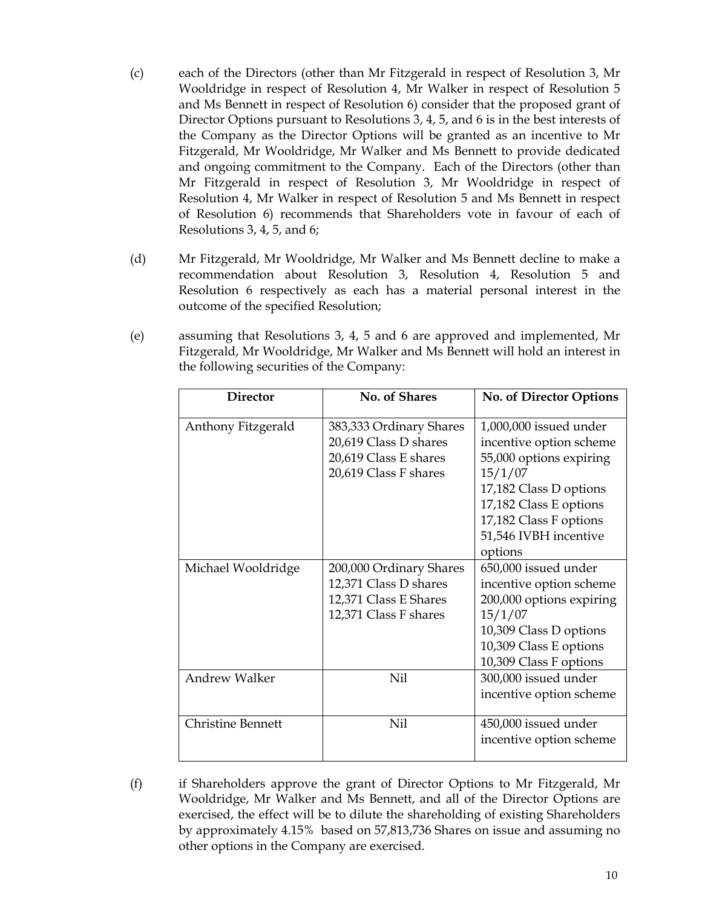(c) each of the Directors (other than Mr Fitzgerald in respect of Resolution 3, Mr Wooldridge in respect of Resolution 4, Mr Walker in respect of Resolution 5 and Ms Bennett in respect of Resolution 6) consider that the proposed grant of Director Options pursuant to Resolutions 3, 4, 5, and 6 is in the best interests of the Company as the Director Options will be granted as an incentive to Mr Fitzgerald, Mr Wooldridge, Mr Walker and Ms Bennett to provide dedicated and ongoing commitment to the Company. Each of the Directors (other than Mr Fitzgerald in respect of Resolution 3, Mr Wooldridge in respect of Resolution 4, Mr Walker in respect of Resolution 5 and Ms Bennett in respect of Resolution 6) recommends that Shareholders vote in favour of each of Resolutions 3, 4, 5, and 6;

(d) Mr Fitzgerald, Mr Wooldridge, Mr Walker and Ms Bennett decline to make a recommendation about Resolution 3, Resolution 4, Resolution 5 and Resolution 6 respectively as each has a material personal interest in the outcome of the specified Resolution;

(e) assuming that Resolutions 3, 4, 5 and 6 are approved and implemented, Mr Fitzgerald, Mr Wooldridge, Mr Walker and Ms Bennett will hold an interest in the following securities of the Company:

| Director | No. of Shares | No. of Director Options |
|---|---|---|
| Anthony Fitzgerald | 383,333 Ordinary Shares<br>20,619 Class D shares<br>20,619 Class E shares<br>20,619 Class F shares | 1,000,000 issued under incentive option scheme<br>55,000 options expiring 15/1/07<br>17,182 Class D options<br>17,182 Class E options<br>17,182 Class F options<br>51,546 IVBH incentive options |
| Michael Wooldridge | 200,000 Ordinary Shares<br>12,371 Class D shares<br>12,371 Class E Shares<br>12,371 Class F shares | 650,000 issued under incentive option scheme<br>200,000 options expiring 15/1/07<br>10,309 Class D options<br>10,309 Class E options<br>10,309 Class F options |
| Andrew Walker | Nil | 300,000 issued under incentive option scheme |
| Christine Bennett | Nil | 450,000 issued under incentive option scheme |

(f) if Shareholders approve the grant of Director Options to Mr Fitzgerald, Mr Wooldridge, Mr Walker and Ms Bennett, and all of the Director Options are exercised, the effect will be to dilute the shareholding of existing Shareholders by approximately 4.15% based on 57,813,736 Shares on issue and assuming no other options in the Company are exercised.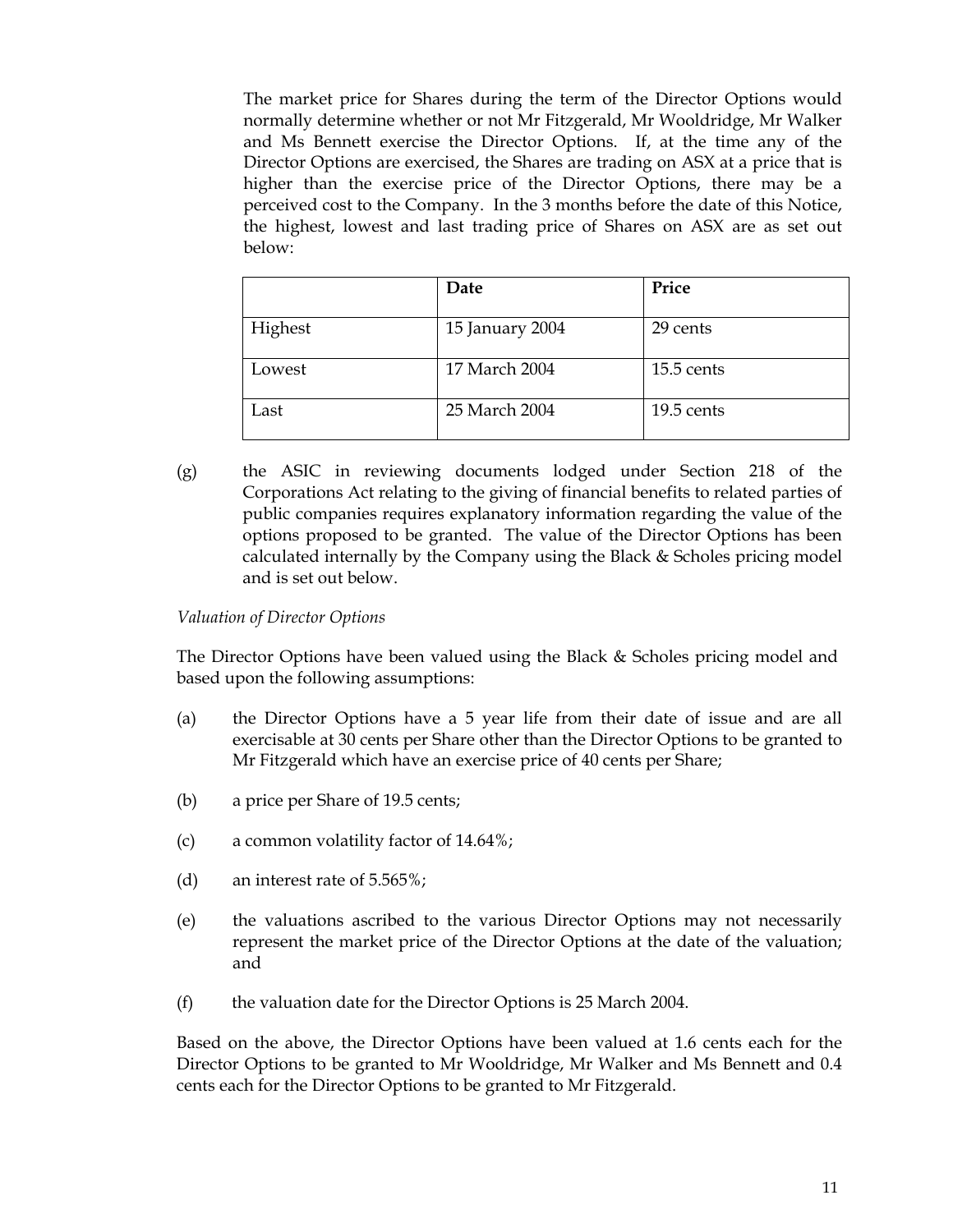The market price for Shares during the term of the Director Options would normally determine whether or not Mr Fitzgerald, Mr Wooldridge, Mr Walker and Ms Bennett exercise the Director Options. If, at the time any of the Director Options are exercised, the Shares are trading on ASX at a price that is higher than the exercise price of the Director Options, there may be a perceived cost to the Company. In the 3 months before the date of this Notice, the highest, lowest and last trading price of Shares on ASX are as set out below:

| | Date | Price |
|---|---|---|
| Highest | 15 January 2004 | 29 cents |
| Lowest | 17 March 2004 | 15.5 cents |
| Last | 25 March 2004 | 19.5 cents |

(g) the ASIC in reviewing documents lodged under Section 218 of the Corporations Act relating to the giving of financial benefits to related parties of public companies requires explanatory information regarding the value of the options proposed to be granted. The value of the Director Options has been calculated internally by the Company using the Black & Scholes pricing model and is set out below.

*Valuation of Director Options*

The Director Options have been valued using the Black & Scholes pricing model and based upon the following assumptions:

(a) the Director Options have a 5 year life from their date of issue and are all exercisable at 30 cents per Share other than the Director Options to be granted to Mr Fitzgerald which have an exercise price of 40 cents per Share;

(b) a price per Share of 19.5 cents;

(c) a common volatility factor of 14.64%;

(d) an interest rate of 5.565%;

(e) the valuations ascribed to the various Director Options may not necessarily represent the market price of the Director Options at the date of the valuation; and

(f) the valuation date for the Director Options is 25 March 2004.

Based on the above, the Director Options have been valued at 1.6 cents each for the Director Options to be granted to Mr Wooldridge, Mr Walker and Ms Bennett and 0.4 cents each for the Director Options to be granted to Mr Fitzgerald.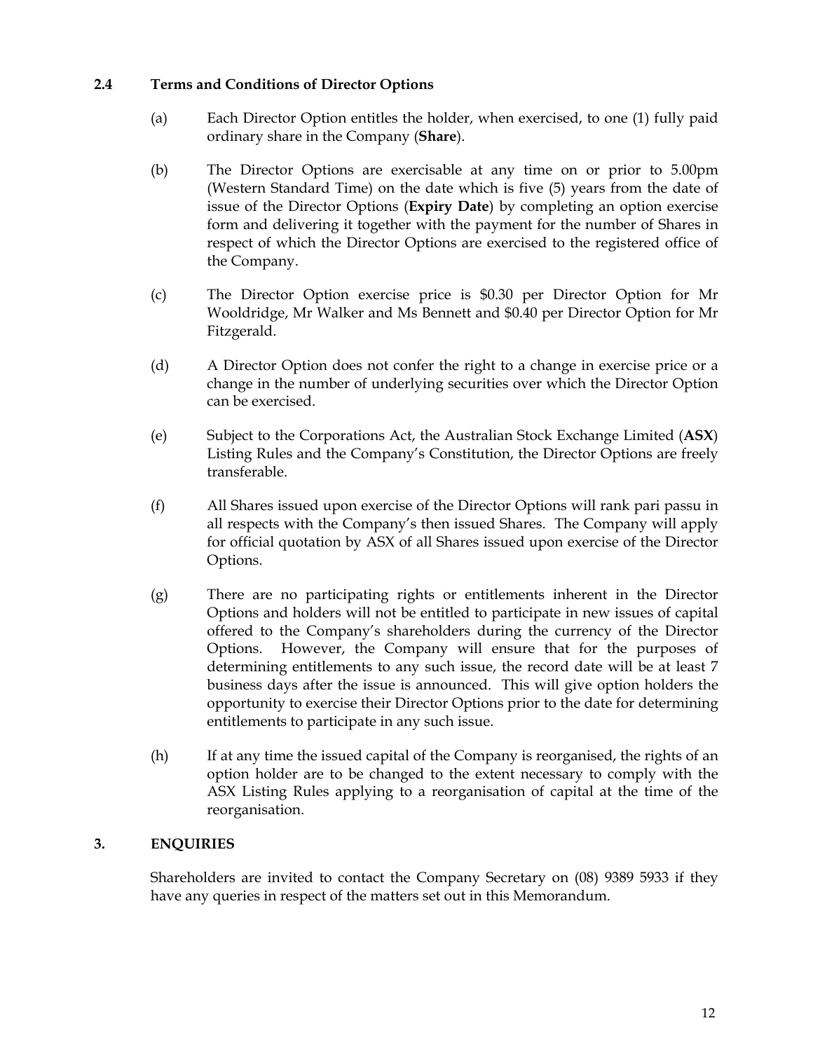### 2.4 Terms and Conditions of Director Options

(a) Each Director Option entitles the holder, when exercised, to one (1) fully paid ordinary share in the Company (**Share**).

(b) The Director Options are exercisable at any time on or prior to 5.00pm (Western Standard Time) on the date which is five (5) years from the date of issue of the Director Options (**Expiry Date**) by completing an option exercise form and delivering it together with the payment for the number of Shares in respect of which the Director Options are exercised to the registered office of the Company.

(c) The Director Option exercise price is $0.30 per Director Option for Mr Wooldridge, Mr Walker and Ms Bennett and $0.40 per Director Option for Mr Fitzgerald.

(d) A Director Option does not confer the right to a change in exercise price or a change in the number of underlying securities over which the Director Option can be exercised.

(e) Subject to the Corporations Act, the Australian Stock Exchange Limited (**ASX**) Listing Rules and the Company's Constitution, the Director Options are freely transferable.

(f) All Shares issued upon exercise of the Director Options will rank pari passu in all respects with the Company's then issued Shares. The Company will apply for official quotation by ASX of all Shares issued upon exercise of the Director Options.

(g) There are no participating rights or entitlements inherent in the Director Options and holders will not be entitled to participate in new issues of capital offered to the Company's shareholders during the currency of the Director Options. However, the Company will ensure that for the purposes of determining entitlements to any such issue, the record date will be at least 7 business days after the issue is announced. This will give option holders the opportunity to exercise their Director Options prior to the date for determining entitlements to participate in any such issue.

(h) If at any time the issued capital of the Company is reorganised, the rights of an option holder are to be changed to the extent necessary to comply with the ASX Listing Rules applying to a reorganisation of capital at the time of the reorganisation.

## 3. ENQUIRIES

Shareholders are invited to contact the Company Secretary on (08) 9389 5933 if they have any queries in respect of the matters set out in this Memorandum.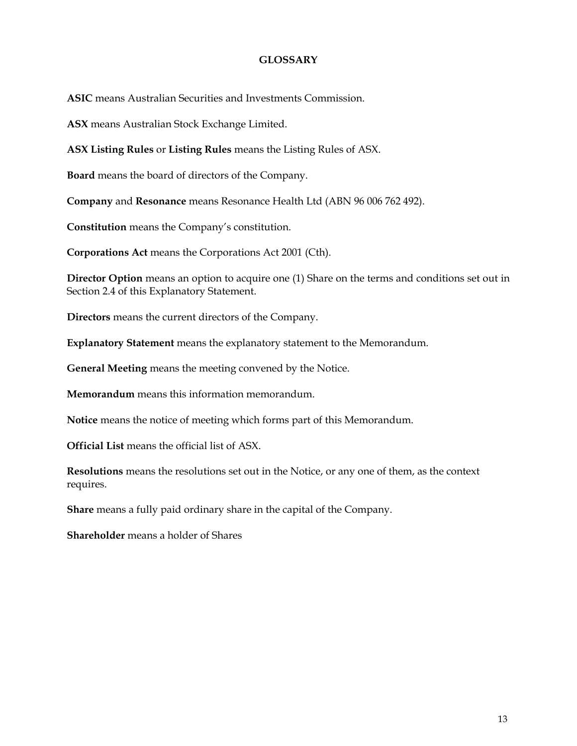# GLOSSARY

**ASIC** means Australian Securities and Investments Commission.

**ASX** means Australian Stock Exchange Limited.

**ASX Listing Rules** or **Listing Rules** means the Listing Rules of ASX.

**Board** means the board of directors of the Company.

**Company** and **Resonance** means Resonance Health Ltd (ABN 96 006 762 492).

**Constitution** means the Company's constitution.

**Corporations Act** means the Corporations Act 2001 (Cth).

**Director Option** means an option to acquire one (1) Share on the terms and conditions set out in Section 2.4 of this Explanatory Statement.

**Directors** means the current directors of the Company.

**Explanatory Statement** means the explanatory statement to the Memorandum.

**General Meeting** means the meeting convened by the Notice.

**Memorandum** means this information memorandum.

**Notice** means the notice of meeting which forms part of this Memorandum.

**Official List** means the official list of ASX.

**Resolutions** means the resolutions set out in the Notice, or any one of them, as the context requires.

**Share** means a fully paid ordinary share in the capital of the Company.

**Shareholder** means a holder of Shares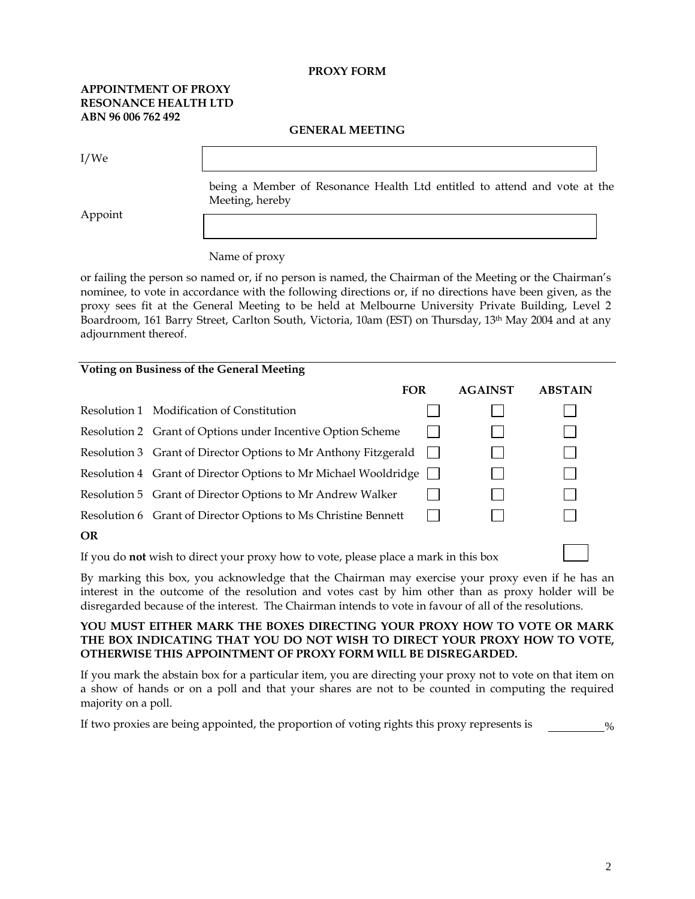**PROXY FORM**

**APPOINTMENT OF PROXY**
**RESONANCE HEALTH LTD**
**ABN 96 006 762 492**

**GENERAL MEETING**

I/We ______________________________________________

being a Member of Resonance Health Ltd entitled to attend and vote at the Meeting, hereby

Appoint ______________________________________________

Name of proxy

or failing the person so named or, if no person is named, the Chairman of the Meeting or the Chairman's nominee, to vote in accordance with the following directions or, if no directions have been given, as the proxy sees fit at the General Meeting to be held at Melbourne University Private Building, Level 2 Boardroom, 161 Barry Street, Carlton South, Victoria, 10am (EST) on Thursday, 13th May 2004 and at any adjournment thereof.

**Voting on Business of the General Meeting**

| | | FOR | AGAINST | ABSTAIN |
|---|---|---|---|---|
| Resolution 1 | Modification of Constitution | ☐ | ☐ | ☐ |
| Resolution 2 | Grant of Options under Incentive Option Scheme | ☐ | ☐ | ☐ |
| Resolution 3 | Grant of Director Options to Mr Anthony Fitzgerald | ☐ | ☐ | ☐ |
| Resolution 4 | Grant of Director Options to Mr Michael Wooldridge | ☐ | ☐ | ☐ |
| Resolution 5 | Grant of Director Options to Mr Andrew Walker | ☐ | ☐ | ☐ |
| Resolution 6 | Grant of Director Options to Ms Christine Bennett | ☐ | ☐ | ☐ |

**OR**

If you do **not** wish to direct your proxy how to vote, please place a mark in this box ☐

By marking this box, you acknowledge that the Chairman may exercise your proxy even if he has an interest in the outcome of the resolution and votes cast by him other than as proxy holder will be disregarded because of the interest. The Chairman intends to vote in favour of all of the resolutions.

**YOU MUST EITHER MARK THE BOXES DIRECTING YOUR PROXY HOW TO VOTE OR MARK THE BOX INDICATING THAT YOU DO NOT WISH TO DIRECT YOUR PROXY HOW TO VOTE, OTHERWISE THIS APPOINTMENT OF PROXY FORM WILL BE DISREGARDED.**

If you mark the abstain box for a particular item, you are directing your proxy not to vote on that item on a show of hands or on a poll and that your shares are not to be counted in computing the required majority on a poll.

If two proxies are being appointed, the proportion of voting rights this proxy represents is __________%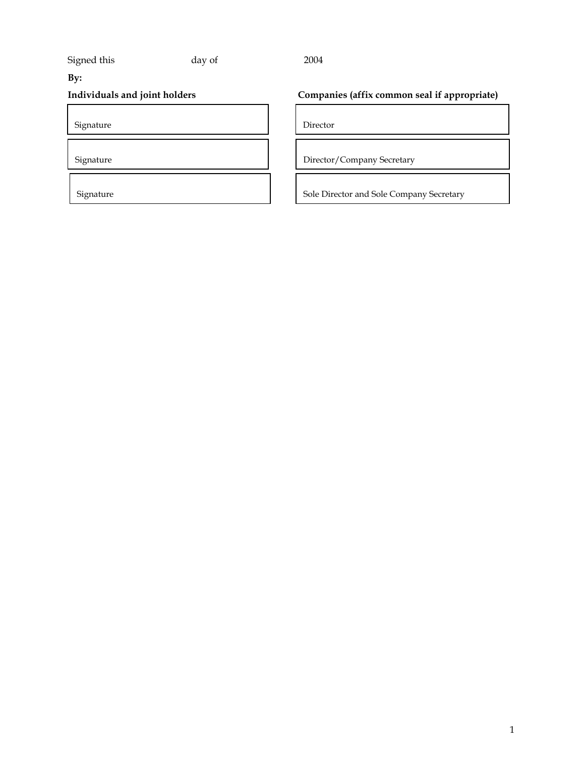Signed this                    day of                    2004

**By:**

| **Individuals and joint holders** | **Companies (affix common seal if appropriate)** |
|---|---|
| Signature | Director |
| Signature | Director/Company Secretary |
| Signature | Sole Director and Sole Company Secretary |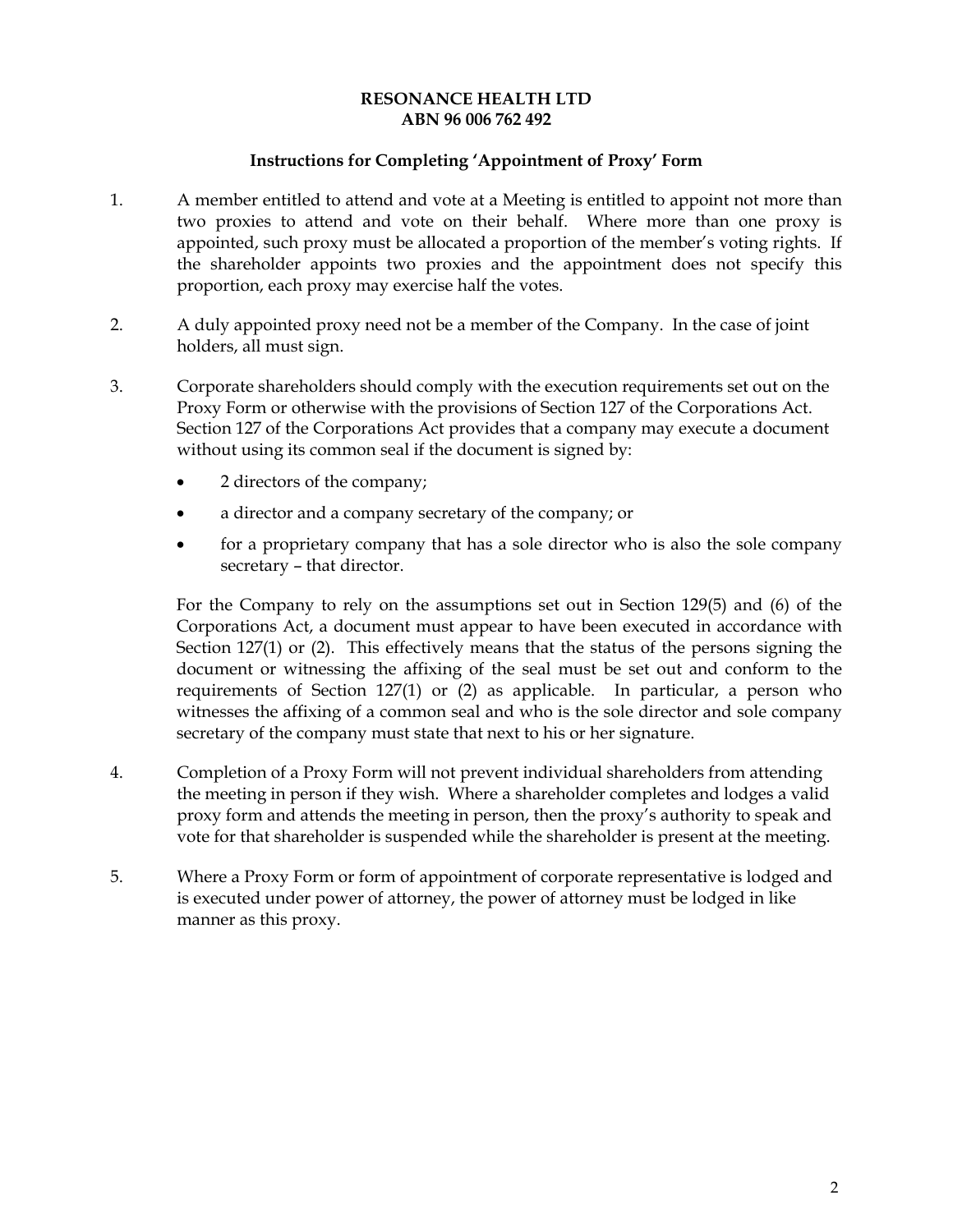**RESONANCE HEALTH LTD**
**ABN 96 006 762 492**

**Instructions for Completing 'Appointment of Proxy' Form**

1. A member entitled to attend and vote at a Meeting is entitled to appoint not more than two proxies to attend and vote on their behalf. Where more than one proxy is appointed, such proxy must be allocated a proportion of the member's voting rights. If the shareholder appoints two proxies and the appointment does not specify this proportion, each proxy may exercise half the votes.

2. A duly appointed proxy need not be a member of the Company. In the case of joint holders, all must sign.

3. Corporate shareholders should comply with the execution requirements set out on the Proxy Form or otherwise with the provisions of Section 127 of the Corporations Act. Section 127 of the Corporations Act provides that a company may execute a document without using its common seal if the document is signed by:

   - 2 directors of the company;
   - a director and a company secretary of the company; or
   - for a proprietary company that has a sole director who is also the sole company secretary – that director.

   For the Company to rely on the assumptions set out in Section 129(5) and (6) of the Corporations Act, a document must appear to have been executed in accordance with Section 127(1) or (2). This effectively means that the status of the persons signing the document or witnessing the affixing of the seal must be set out and conform to the requirements of Section 127(1) or (2) as applicable. In particular, a person who witnesses the affixing of a common seal and who is the sole director and sole company secretary of the company must state that next to his or her signature.

4. Completion of a Proxy Form will not prevent individual shareholders from attending the meeting in person if they wish. Where a shareholder completes and lodges a valid proxy form and attends the meeting in person, then the proxy's authority to speak and vote for that shareholder is suspended while the shareholder is present at the meeting.

5. Where a Proxy Form or form of appointment of corporate representative is lodged and is executed under power of attorney, the power of attorney must be lodged in like manner as this proxy.